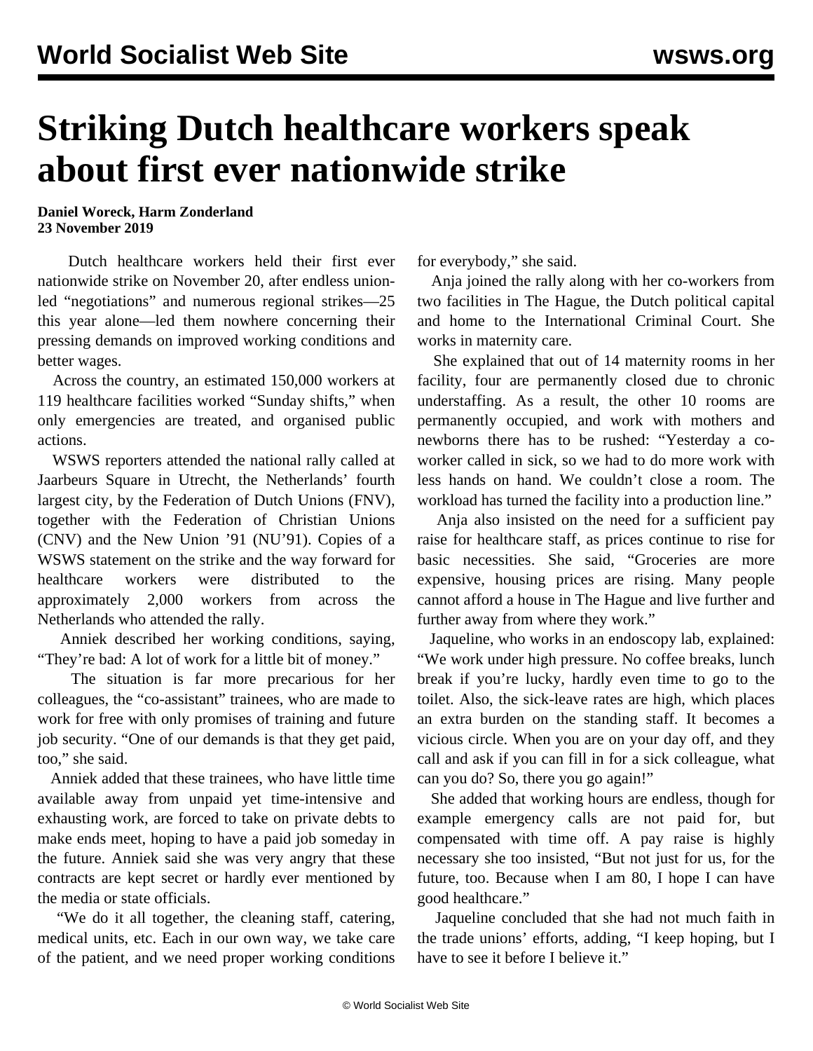# Striking Dutch healthcare workers speak about first ever nationwide strike

**Daniel Woreck, Harm Zonderland**
**23 November 2019**

Dutch healthcare workers held their first ever nationwide strike on November 20, after endless union-led "negotiations" and numerous regional strikes—25 this year alone—led them nowhere concerning their pressing demands on improved working conditions and better wages.

Across the country, an estimated 150,000 workers at 119 healthcare facilities worked "Sunday shifts," when only emergencies are treated, and organised public actions.

WSWS reporters attended the national rally called at Jaarbeurs Square in Utrecht, the Netherlands' fourth largest city, by the Federation of Dutch Unions (FNV), together with the Federation of Christian Unions (CNV) and the New Union '91 (NU'91). Copies of a WSWS statement on the strike and the way forward for healthcare workers were distributed to the approximately 2,000 workers from across the Netherlands who attended the rally.

Anniek described her working conditions, saying, "They're bad: A lot of work for a little bit of money."

The situation is far more precarious for her colleagues, the "co-assistant" trainees, who are made to work for free with only promises of training and future job security. "One of our demands is that they get paid, too," she said.

Anniek added that these trainees, who have little time available away from unpaid yet time-intensive and exhausting work, are forced to take on private debts to make ends meet, hoping to have a paid job someday in the future. Anniek said she was very angry that these contracts are kept secret or hardly ever mentioned by the media or state officials.

"We do it all together, the cleaning staff, catering, medical units, etc. Each in our own way, we take care of the patient, and we need proper working conditions for everybody," she said.

Anja joined the rally along with her co-workers from two facilities in The Hague, the Dutch political capital and home to the International Criminal Court. She works in maternity care.

She explained that out of 14 maternity rooms in her facility, four are permanently closed due to chronic understaffing. As a result, the other 10 rooms are permanently occupied, and work with mothers and newborns there has to be rushed: "Yesterday a co-worker called in sick, so we had to do more work with less hands on hand. We couldn't close a room. The workload has turned the facility into a production line."

Anja also insisted on the need for a sufficient pay raise for healthcare staff, as prices continue to rise for basic necessities. She said, "Groceries are more expensive, housing prices are rising. Many people cannot afford a house in The Hague and live further and further away from where they work."

Jaqueline, who works in an endoscopy lab, explained: "We work under high pressure. No coffee breaks, lunch break if you're lucky, hardly even time to go to the toilet. Also, the sick-leave rates are high, which places an extra burden on the standing staff. It becomes a vicious circle. When you are on your day off, and they call and ask if you can fill in for a sick colleague, what can you do? So, there you go again!"

She added that working hours are endless, though for example emergency calls are not paid for, but compensated with time off. A pay raise is highly necessary she too insisted, "But not just for us, for the future, too. Because when I am 80, I hope I can have good healthcare."

Jaqueline concluded that she had not much faith in the trade unions' efforts, adding, "I keep hoping, but I have to see it before I believe it."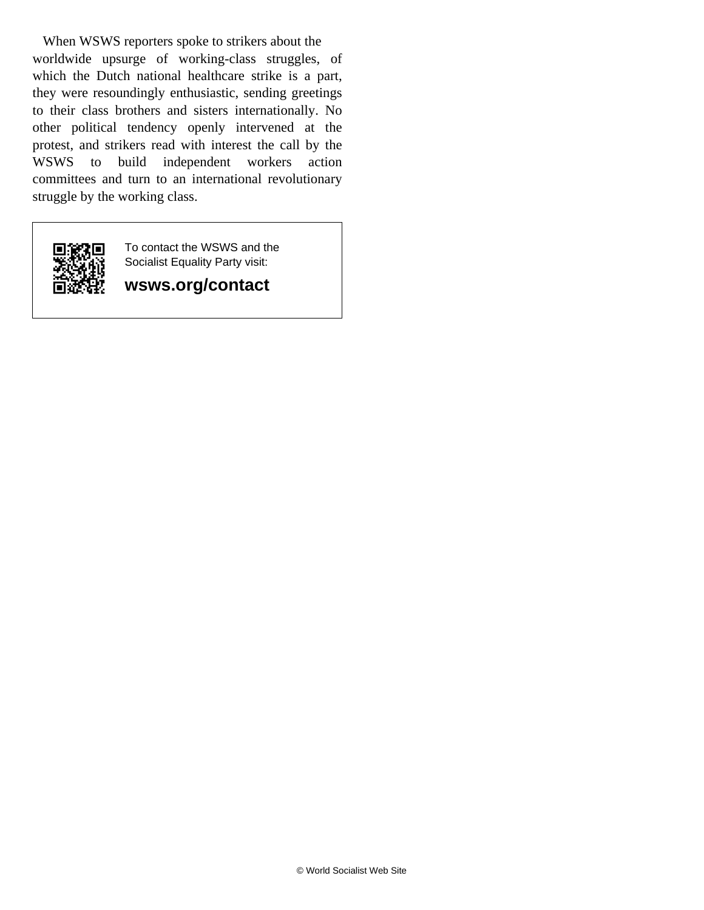When WSWS reporters spoke to strikers about the worldwide upsurge of working-class struggles, of which the Dutch national healthcare strike is a part, they were resoundingly enthusiastic, sending greetings to their class brothers and sisters internationally. No other political tendency openly intervened at the protest, and strikers read with interest the call by the WSWS to build independent workers action committees and turn to an international revolutionary struggle by the working class.

To contact the WSWS and the Socialist Equality Party visit:

**wsws.org/contact**